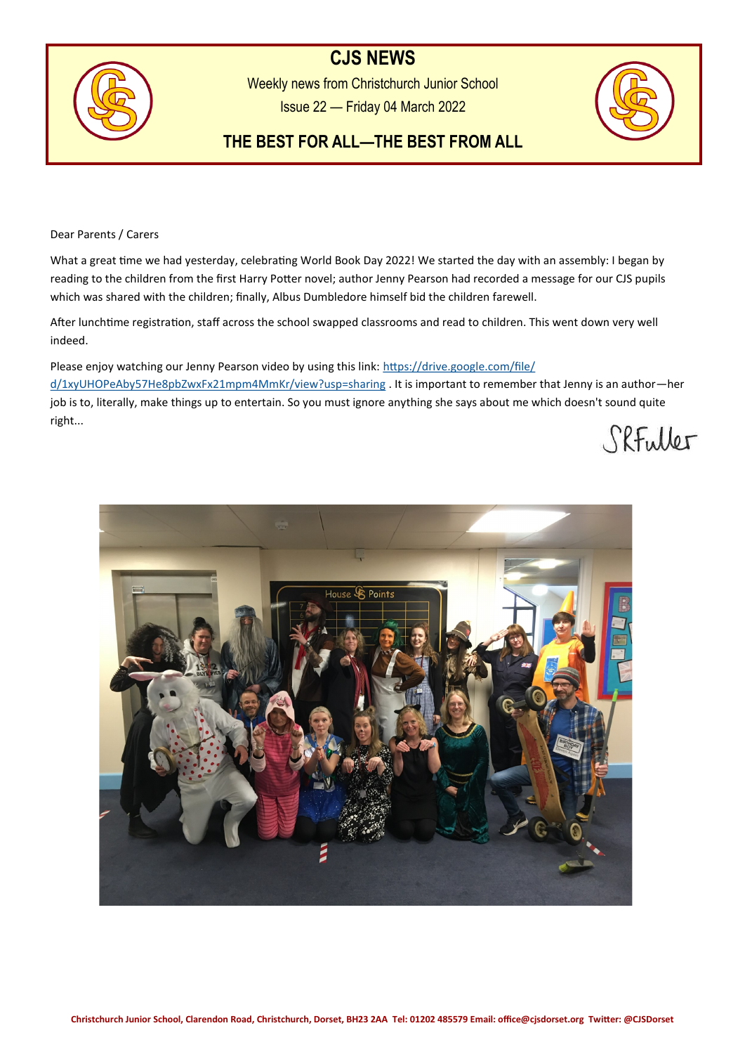# CJS NEWS

Weekly news from Christchurch Junior School

Issue 22 — Friday 04 March 2022

## THE BEST FOR ALL—THE BEST FROM ALL

Dear Parents / Carers

What a great time we had yesterday, celebrating World Book Day 2022! We started the day with an assembly: I began by reading to the children from the first Harry Potter novel; author Jenny Pearson had recorded a message for our CJS pupils which was shared with the children; finally, Albus Dumbledore himself bid the children farewell.

After lunchtime registration, staff across the school swapped classrooms and read to children. This went down very well indeed.

Please enjoy watching our Jenny Pearson video by using this link: [https://drive.google.com/file/d/1xyUHOPeAby57He8pbZwxFx21mpm4MmKr/view?usp=sharing](https://drive.google.com/file/d/1xyUHOPeAby57He8pbZwxFx21mpm4MmKr/view?usp=sharing) . It is important to remember that Jenny is an author—her job is to, literally, make things up to entertain. So you must ignore anything she says about me which doesn't sound quite right...

SRFuller

Christchurch Junior School, Clarendon Road, Christchurch, Dorset, BH23 2AA Tel: 01202 485579 Email: office@cjsdorset.org Twitter: @CJSDorset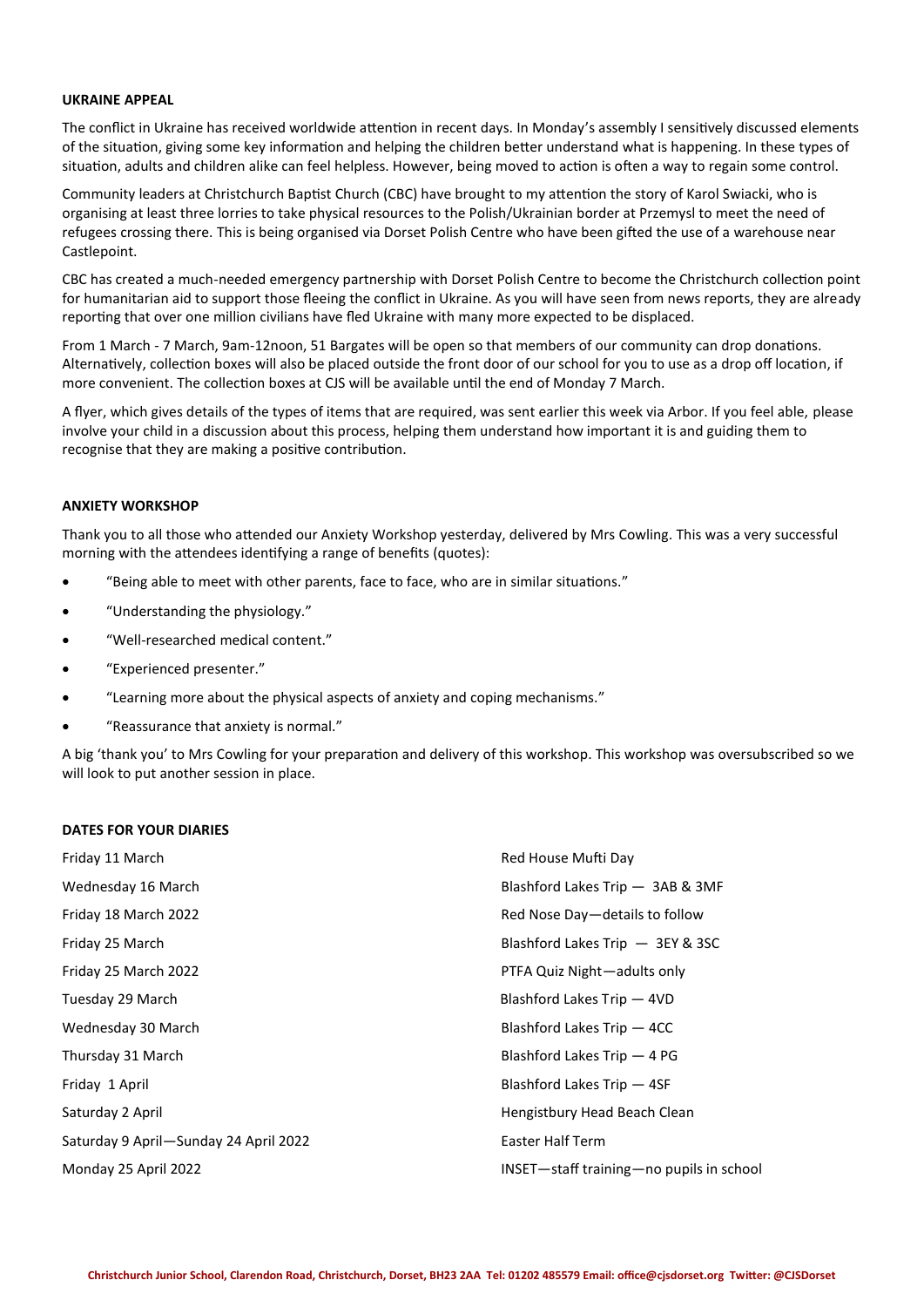**UKRAINE APPEAL**

The conflict in Ukraine has received worldwide attention in recent days. In Monday's assembly I sensitively discussed elements of the situation, giving some key information and helping the children better understand what is happening. In these types of situation, adults and children alike can feel helpless. However, being moved to action is often a way to regain some control.

Community leaders at Christchurch Baptist Church (CBC) have brought to my attention the story of Karol Swiacki, who is organising at least three lorries to take physical resources to the Polish/Ukrainian border at Przemysl to meet the need of refugees crossing there. This is being organised via Dorset Polish Centre who have been gifted the use of a warehouse near Castlepoint.

CBC has created a much-needed emergency partnership with Dorset Polish Centre to become the Christchurch collection point for humanitarian aid to support those fleeing the conflict in Ukraine. As you will have seen from news reports, they are already reporting that over one million civilians have fled Ukraine with many more expected to be displaced.

From 1 March - 7 March, 9am-12noon, 51 Bargates will be open so that members of our community can drop donations. Alternatively, collection boxes will also be placed outside the front door of our school for you to use as a drop off location, if more convenient. The collection boxes at CJS will be available until the end of Monday 7 March.

A flyer, which gives details of the types of items that are required, was sent earlier this week via Arbor. If you feel able, please involve your child in a discussion about this process, helping them understand how important it is and guiding them to recognise that they are making a positive contribution.

**ANXIETY WORKSHOP**

Thank you to all those who attended our Anxiety Workshop yesterday, delivered by Mrs Cowling. This was a very successful morning with the attendees identifying a range of benefits (quotes):

- "Being able to meet with other parents, face to face, who are in similar situations."
- "Understanding the physiology."
- "Well-researched medical content."
- "Experienced presenter."
- "Learning more about the physical aspects of anxiety and coping mechanisms."
- "Reassurance that anxiety is normal."

A big 'thank you' to Mrs Cowling for your preparation and delivery of this workshop. This workshop was oversubscribed so we will look to put another session in place.

**DATES FOR YOUR DIARIES**

| | |
|---|---|
| Friday 11 March | Red House Mufti Day |
| Wednesday 16 March | Blashford Lakes Trip — 3AB & 3MF |
| Friday 18 March 2022 | Red Nose Day—details to follow |
| Friday 25 March | Blashford Lakes Trip — 3EY & 3SC |
| Friday 25 March 2022 | PTFA Quiz Night—adults only |
| Tuesday 29 March | Blashford Lakes Trip — 4VD |
| Wednesday 30 March | Blashford Lakes Trip — 4CC |
| Thursday 31 March | Blashford Lakes Trip — 4 PG |
| Friday 1 April | Blashford Lakes Trip — 4SF |
| Saturday 2 April | Hengistbury Head Beach Clean |
| Saturday 9 April—Sunday 24 April 2022 | Easter Half Term |
| Monday 25 April 2022 | INSET—staff training—no pupils in school |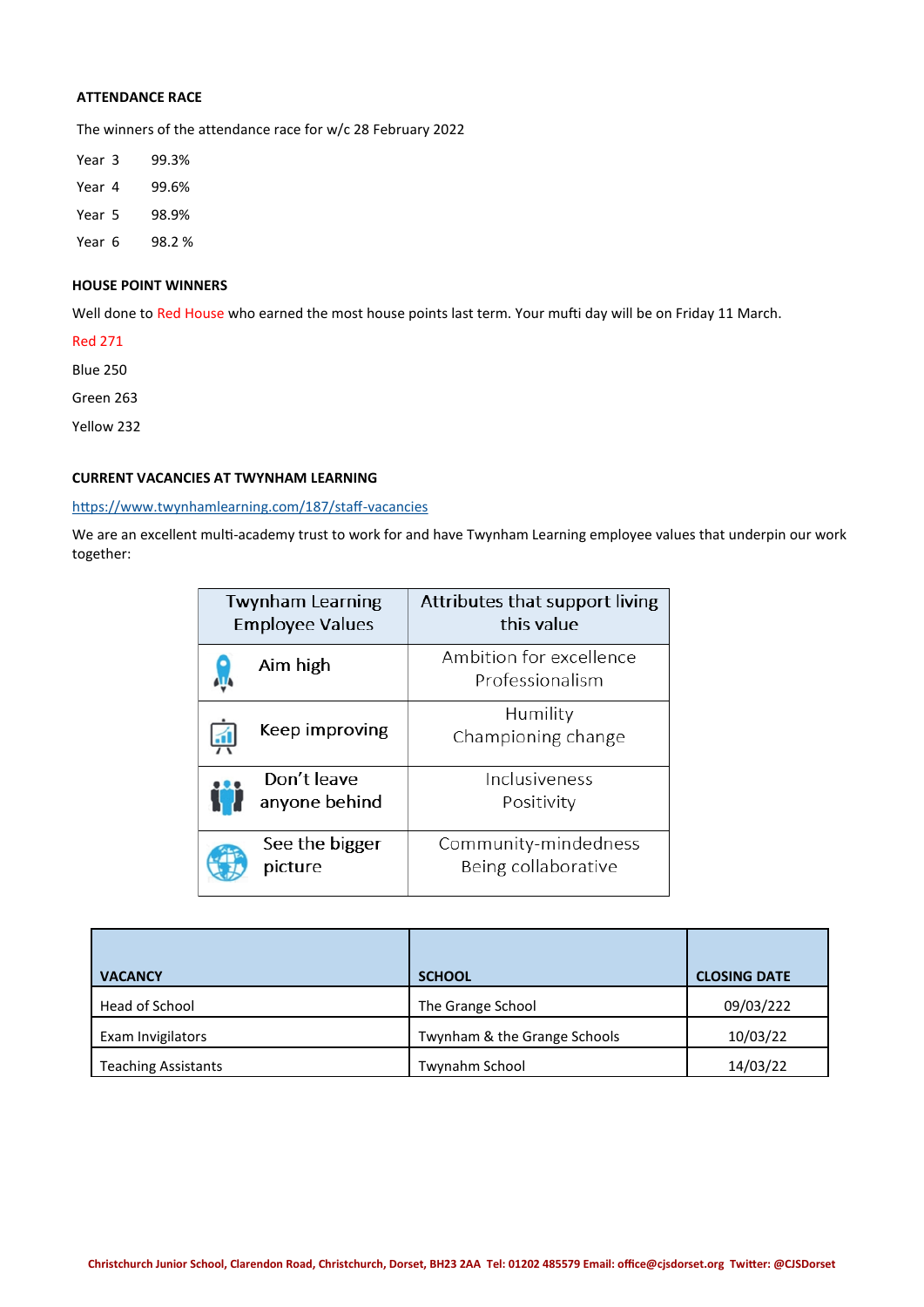**ATTENDANCE RACE**

The winners of the attendance race for w/c 28 February 2022

Year 3 99.3%

Year 4 99.6%

Year 5 98.9%

Year 6 98.2 %

**HOUSE POINT WINNERS**

Well done to Red House who earned the most house points last term. Your mufti day will be on Friday 11 March.

Red 271

Blue 250

Green 263

Yellow 232

**CURRENT VACANCIES AT TWYNHAM LEARNING**

https://www.twynhamlearning.com/187/staff-vacancies

We are an excellent multi-academy trust to work for and have Twynham Learning employee values that underpin our work together:

| Twynham Learning Employee Values | Attributes that support living this value |
|---|---|
| Aim high | Ambition for excellence<br>Professionalism |
| Keep improving | Humility<br>Championing change |
| Don't leave anyone behind | Inclusiveness<br>Positivity |
| See the bigger picture | Community-mindedness<br>Being collaborative |

| VACANCY | SCHOOL | CLOSING DATE |
|---|---|---|
| Head of School | The Grange School | 09/03/222 |
| Exam Invigilators | Twynham & the Grange Schools | 10/03/22 |
| Teaching Assistants | Twynahm School | 14/03/22 |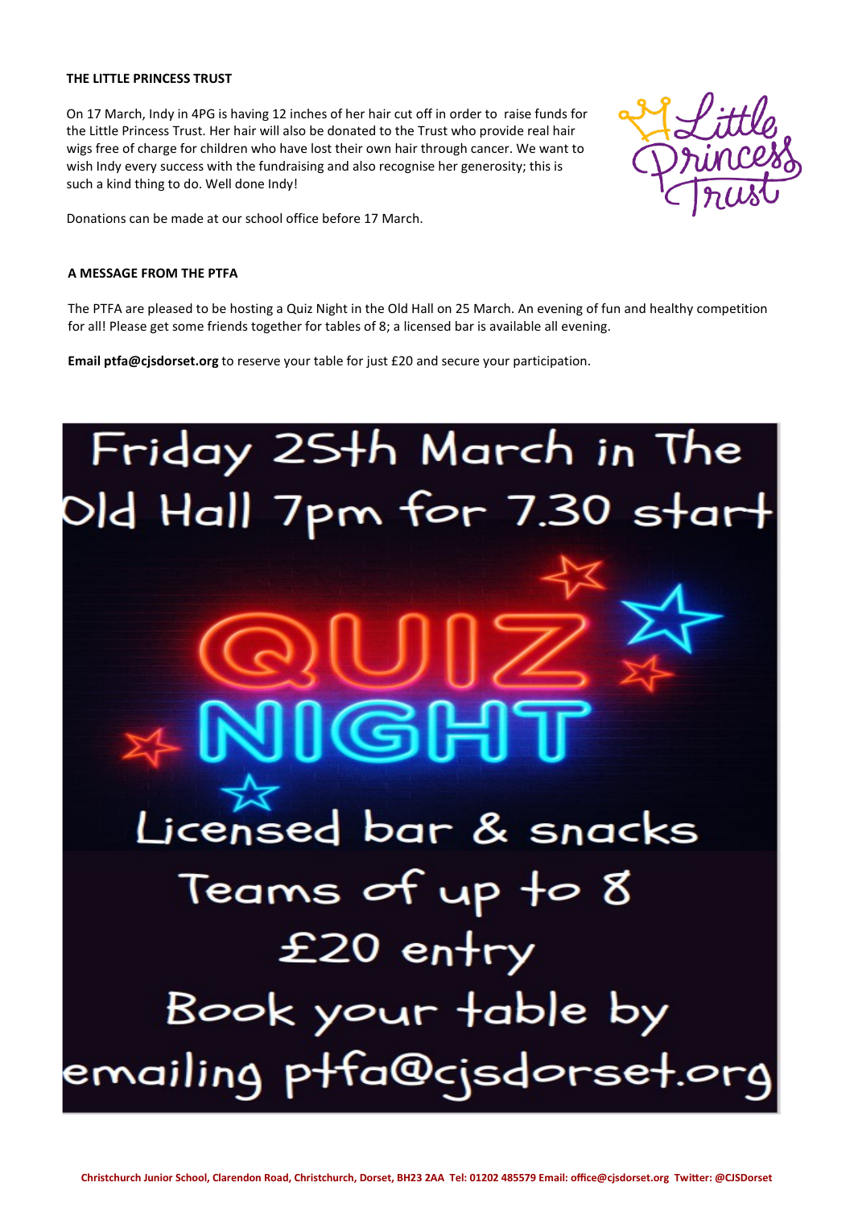**THE LITTLE PRINCESS TRUST**

On 17 March, Indy in 4PG is having 12 inches of her hair cut off in order to raise funds for the Little Princess Trust. Her hair will also be donated to the Trust who provide real hair wigs free of charge for children who have lost their own hair through cancer. We want to wish Indy every success with the fundraising and also recognise her generosity; this is such a kind thing to do. Well done Indy!

Donations can be made at our school office before 17 March.

**A MESSAGE FROM THE PTFA**

The PTFA are pleased to be hosting a Quiz Night in the Old Hall on 25 March. An evening of fun and healthy competition for all! Please get some friends together for tables of 8; a licensed bar is available all evening.

**Email ptfa@cjsdorset.org** to reserve your table for just £20 and secure your participation.

Friday 25th March in The Old Hall 7pm for 7.30 start

QUIZ NIGHT

Licensed bar & snacks

Teams of up to 8

£20 entry

Book your table by emailing ptfa@cjsdorset.org